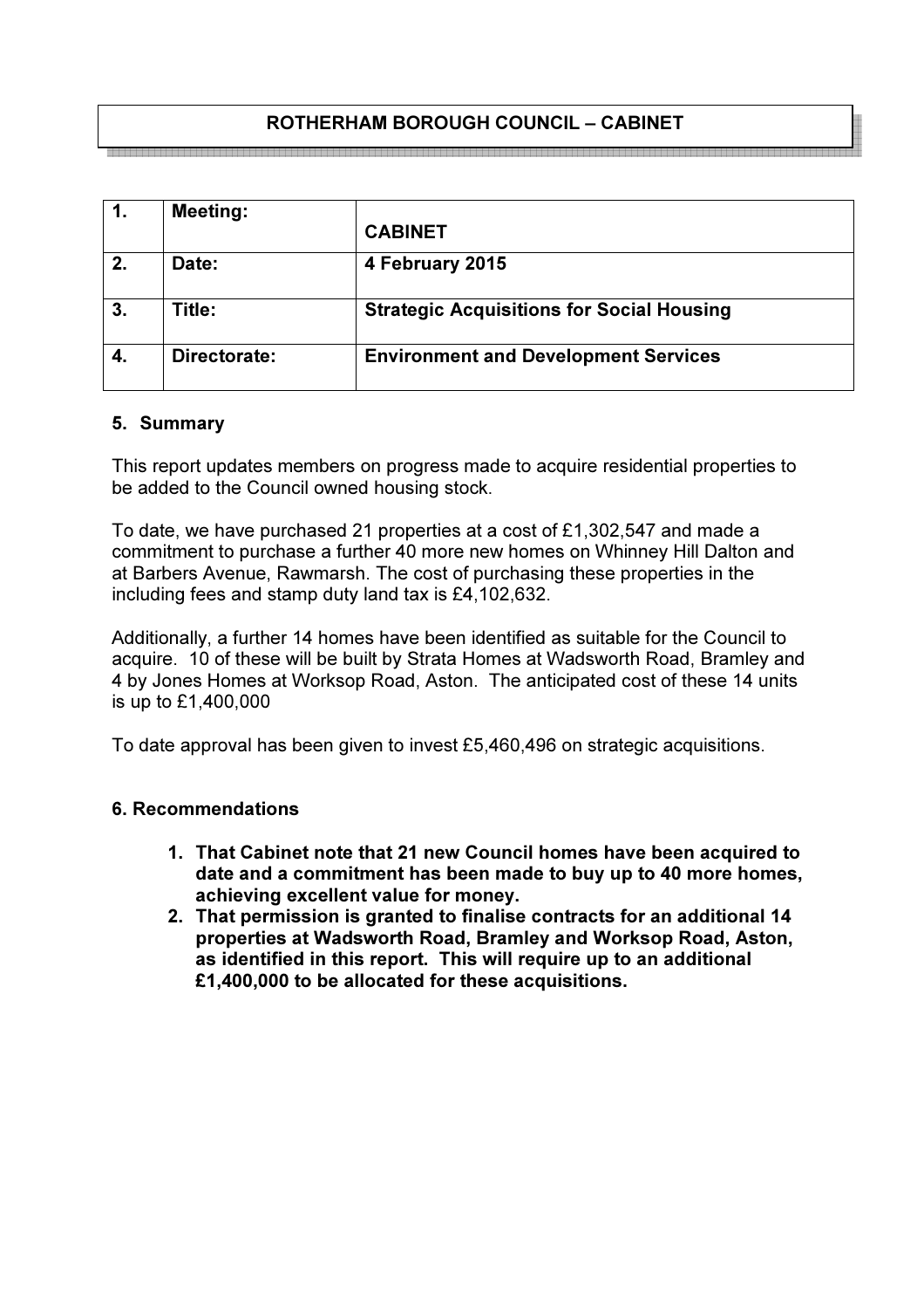# ROTHERHAM BOROUGH COUNCIL – CABINET

| 1. | **Meeting:** | **CABINET** |
|---|---|---|
| 2. | **Date:** | **4 February 2015** |
| 3. | **Title:** | **Strategic Acquisitions for Social Housing** |
| 4. | **Directorate:** | **Environment and Development Services** |

## 5. Summary

This report updates members on progress made to acquire residential properties to be added to the Council owned housing stock.

To date, we have purchased 21 properties at a cost of £1,302,547 and made a commitment to purchase a further 40 more new homes on Whinney Hill Dalton and at Barbers Avenue, Rawmarsh. The cost of purchasing these properties in the including fees and stamp duty land tax is £4,102,632.

Additionally, a further 14 homes have been identified as suitable for the Council to acquire. 10 of these will be built by Strata Homes at Wadsworth Road, Bramley and 4 by Jones Homes at Worksop Road, Aston. The anticipated cost of these 14 units is up to £1,400,000

To date approval has been given to invest £5,460,496 on strategic acquisitions.

## 6. Recommendations

1. **That Cabinet note that 21 new Council homes have been acquired to date and a commitment has been made to buy up to 40 more homes, achieving excellent value for money.**
2. **That permission is granted to finalise contracts for an additional 14 properties at Wadsworth Road, Bramley and Worksop Road, Aston, as identified in this report. This will require up to an additional £1,400,000 to be allocated for these acquisitions.**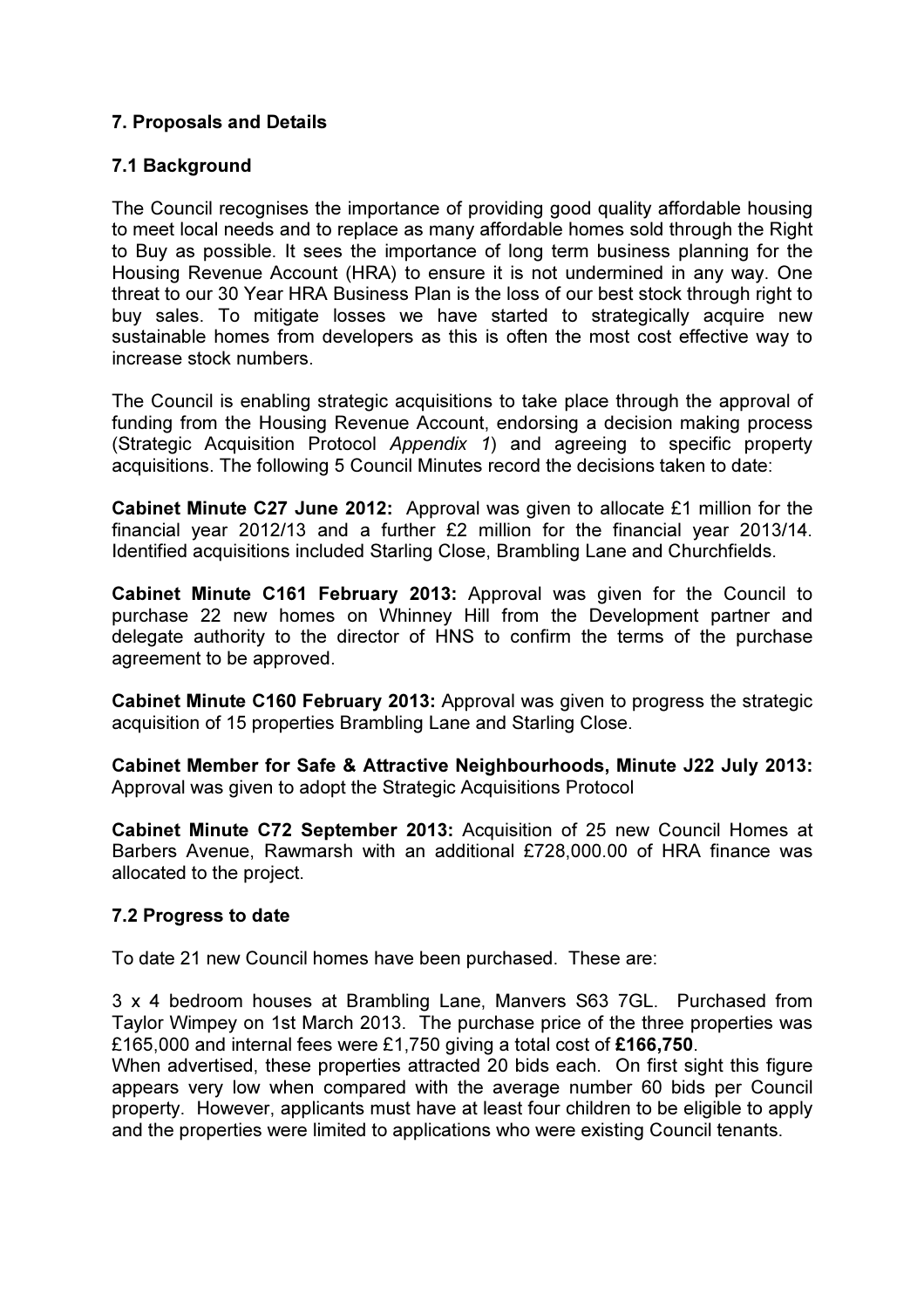## 7. Proposals and Details

### 7.1 Background

The Council recognises the importance of providing good quality affordable housing to meet local needs and to replace as many affordable homes sold through the Right to Buy as possible. It sees the importance of long term business planning for the Housing Revenue Account (HRA) to ensure it is not undermined in any way. One threat to our 30 Year HRA Business Plan is the loss of our best stock through right to buy sales. To mitigate losses we have started to strategically acquire new sustainable homes from developers as this is often the most cost effective way to increase stock numbers.

The Council is enabling strategic acquisitions to take place through the approval of funding from the Housing Revenue Account, endorsing a decision making process (Strategic Acquisition Protocol *Appendix 1*) and agreeing to specific property acquisitions. The following 5 Council Minutes record the decisions taken to date:

**Cabinet Minute C27 June 2012:** Approval was given to allocate £1 million for the financial year 2012/13 and a further £2 million for the financial year 2013/14. Identified acquisitions included Starling Close, Brambling Lane and Churchfields.

**Cabinet Minute C161 February 2013:** Approval was given for the Council to purchase 22 new homes on Whinney Hill from the Development partner and delegate authority to the director of HNS to confirm the terms of the purchase agreement to be approved.

**Cabinet Minute C160 February 2013:** Approval was given to progress the strategic acquisition of 15 properties Brambling Lane and Starling Close.

**Cabinet Member for Safe & Attractive Neighbourhoods, Minute J22 July 2013:** Approval was given to adopt the Strategic Acquisitions Protocol

**Cabinet Minute C72 September 2013:** Acquisition of 25 new Council Homes at Barbers Avenue, Rawmarsh with an additional £728,000.00 of HRA finance was allocated to the project.

### 7.2 Progress to date

To date 21 new Council homes have been purchased. These are:

3 x 4 bedroom houses at Brambling Lane, Manvers S63 7GL. Purchased from Taylor Wimpey on 1st March 2013. The purchase price of the three properties was £165,000 and internal fees were £1,750 giving a total cost of **£166,750**.
When advertised, these properties attracted 20 bids each. On first sight this figure appears very low when compared with the average number 60 bids per Council property. However, applicants must have at least four children to be eligible to apply and the properties were limited to applications who were existing Council tenants.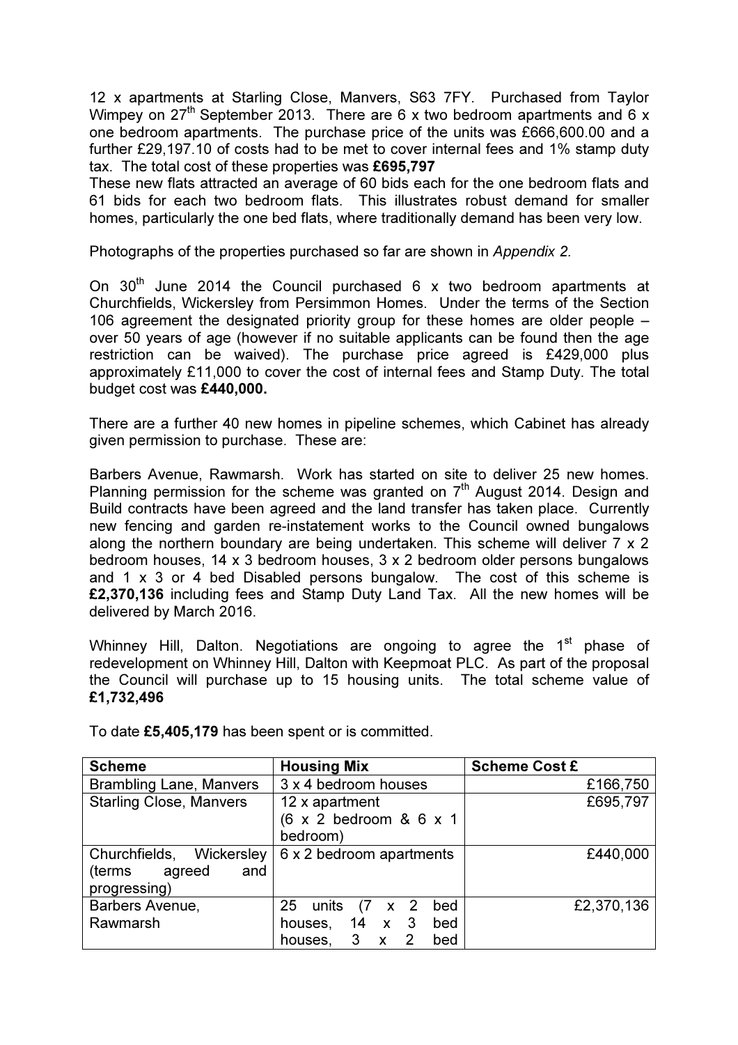12 x apartments at Starling Close, Manvers, S63 7FY. Purchased from Taylor Wimpey on 27th September 2013. There are 6 x two bedroom apartments and 6 x one bedroom apartments. The purchase price of the units was £666,600.00 and a further £29,197.10 of costs had to be met to cover internal fees and 1% stamp duty tax. The total cost of these properties was **£695,797**

These new flats attracted an average of 60 bids each for the one bedroom flats and 61 bids for each two bedroom flats. This illustrates robust demand for smaller homes, particularly the one bed flats, where traditionally demand has been very low.

Photographs of the properties purchased so far are shown in *Appendix 2.*

On 30th June 2014 the Council purchased 6 x two bedroom apartments at Churchfields, Wickersley from Persimmon Homes. Under the terms of the Section 106 agreement the designated priority group for these homes are older people – over 50 years of age (however if no suitable applicants can be found then the age restriction can be waived). The purchase price agreed is £429,000 plus approximately £11,000 to cover the cost of internal fees and Stamp Duty. The total budget cost was **£440,000.**

There are a further 40 new homes in pipeline schemes, which Cabinet has already given permission to purchase. These are:

Barbers Avenue, Rawmarsh. Work has started on site to deliver 25 new homes. Planning permission for the scheme was granted on 7th August 2014. Design and Build contracts have been agreed and the land transfer has taken place. Currently new fencing and garden re-instatement works to the Council owned bungalows along the northern boundary are being undertaken. This scheme will deliver 7 x 2 bedroom houses, 14 x 3 bedroom houses, 3 x 2 bedroom older persons bungalows and 1 x 3 or 4 bed Disabled persons bungalow. The cost of this scheme is **£2,370,136** including fees and Stamp Duty Land Tax. All the new homes will be delivered by March 2016.

Whinney Hill, Dalton. Negotiations are ongoing to agree the 1st phase of redevelopment on Whinney Hill, Dalton with Keepmoat PLC. As part of the proposal the Council will purchase up to 15 housing units. The total scheme value of **£1,732,496**

To date **£5,405,179** has been spent or is committed.

| Scheme | Housing Mix | Scheme Cost £ |
|---|---|---|
| Brambling Lane, Manvers | 3 x 4 bedroom houses | £166,750 |
| Starling Close, Manvers | 12 x apartment (6 x 2 bedroom & 6 x 1 bedroom) | £695,797 |
| Churchfields, Wickersley (terms agreed and progressing) | 6 x 2 bedroom apartments | £440,000 |
| Barbers Avenue, Rawmarsh | 25 units (7 x 2 bed houses, 14 x 3 bed houses, 3 x 2 bed | £2,370,136 |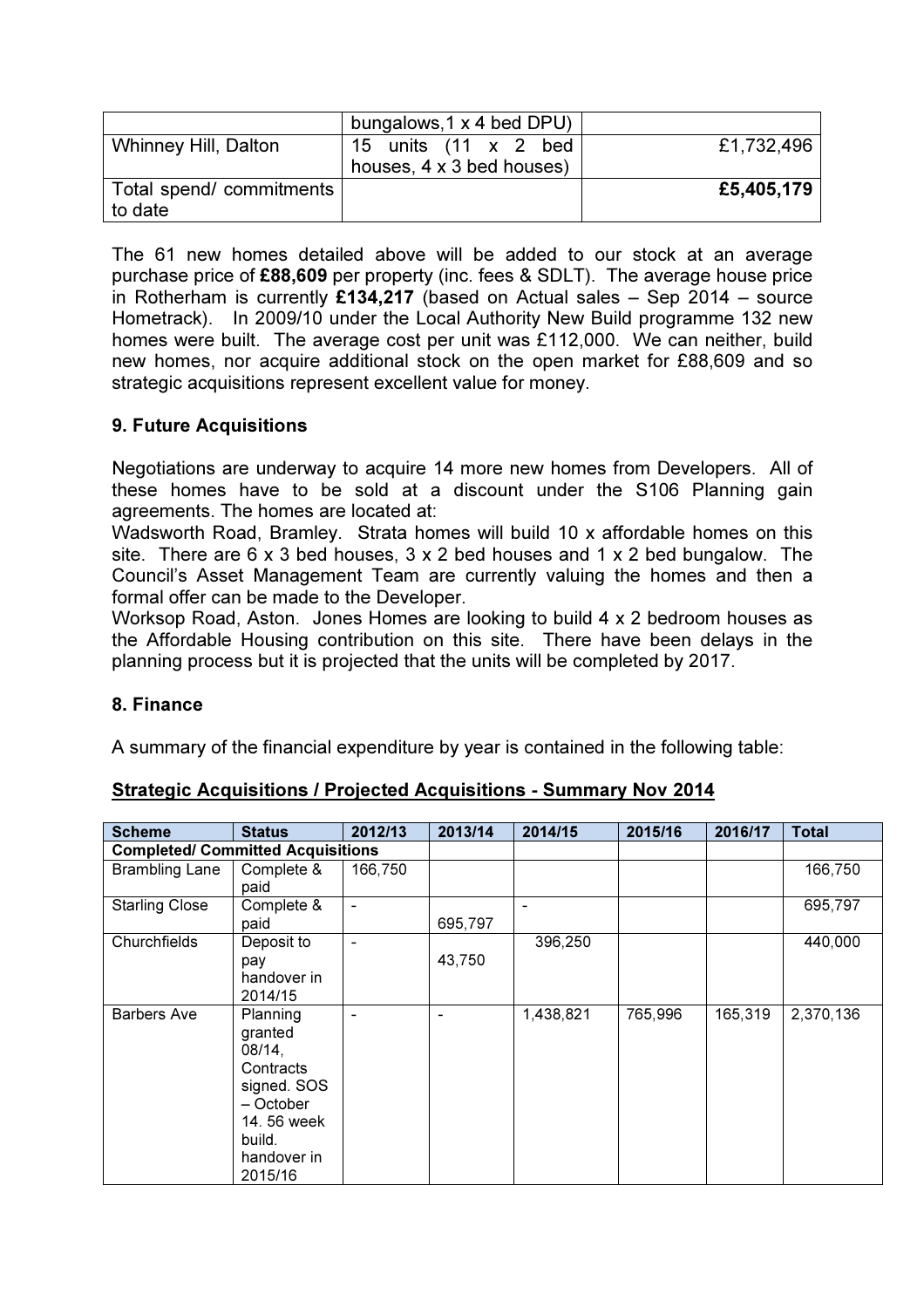| | bungalows,1 x 4 bed DPU) | |
|---|---|---|
| Whinney Hill, Dalton | 15 units (11 x 2 bed houses, 4 x 3 bed houses) | £1,732,496 |
| Total spend/ commitments to date | | **£5,405,179** |

The 61 new homes detailed above will be added to our stock at an average purchase price of **£88,609** per property (inc. fees & SDLT). The average house price in Rotherham is currently **£134,217** (based on Actual sales – Sep 2014 – source Hometrack). In 2009/10 under the Local Authority New Build programme 132 new homes were built. The average cost per unit was £112,000. We can neither, build new homes, nor acquire additional stock on the open market for £88,609 and so strategic acquisitions represent excellent value for money.

## 9. Future Acquisitions

Negotiations are underway to acquire 14 more new homes from Developers. All of these homes have to be sold at a discount under the S106 Planning gain agreements. The homes are located at:

Wadsworth Road, Bramley. Strata homes will build 10 x affordable homes on this site. There are 6 x 3 bed houses, 3 x 2 bed houses and 1 x 2 bed bungalow. The Council's Asset Management Team are currently valuing the homes and then a formal offer can be made to the Developer.

Worksop Road, Aston. Jones Homes are looking to build 4 x 2 bedroom houses as the Affordable Housing contribution on this site. There have been delays in the planning process but it is projected that the units will be completed by 2017.

## 8. Finance

A summary of the financial expenditure by year is contained in the following table:

**Strategic Acquisitions / Projected Acquisitions - Summary Nov 2014**

| Scheme | Status | 2012/13 | 2013/14 | 2014/15 | 2015/16 | 2016/17 | Total |
|---|---|---|---|---|---|---|---|
| **Completed/ Committed Acquisitions** | | | | | | | |
| Brambling Lane | Complete & paid | 166,750 | | | | | 166,750 |
| Starling Close | Complete & paid | - | 695,797 | - | | | 695,797 |
| Churchfields | Deposit to pay handover in 2014/15 | - | 43,750 | 396,250 | | | 440,000 |
| Barbers Ave | Planning granted 08/14, Contracts signed. SOS – October 14. 56 week build. handover in 2015/16 | - | - | 1,438,821 | 765,996 | 165,319 | 2,370,136 |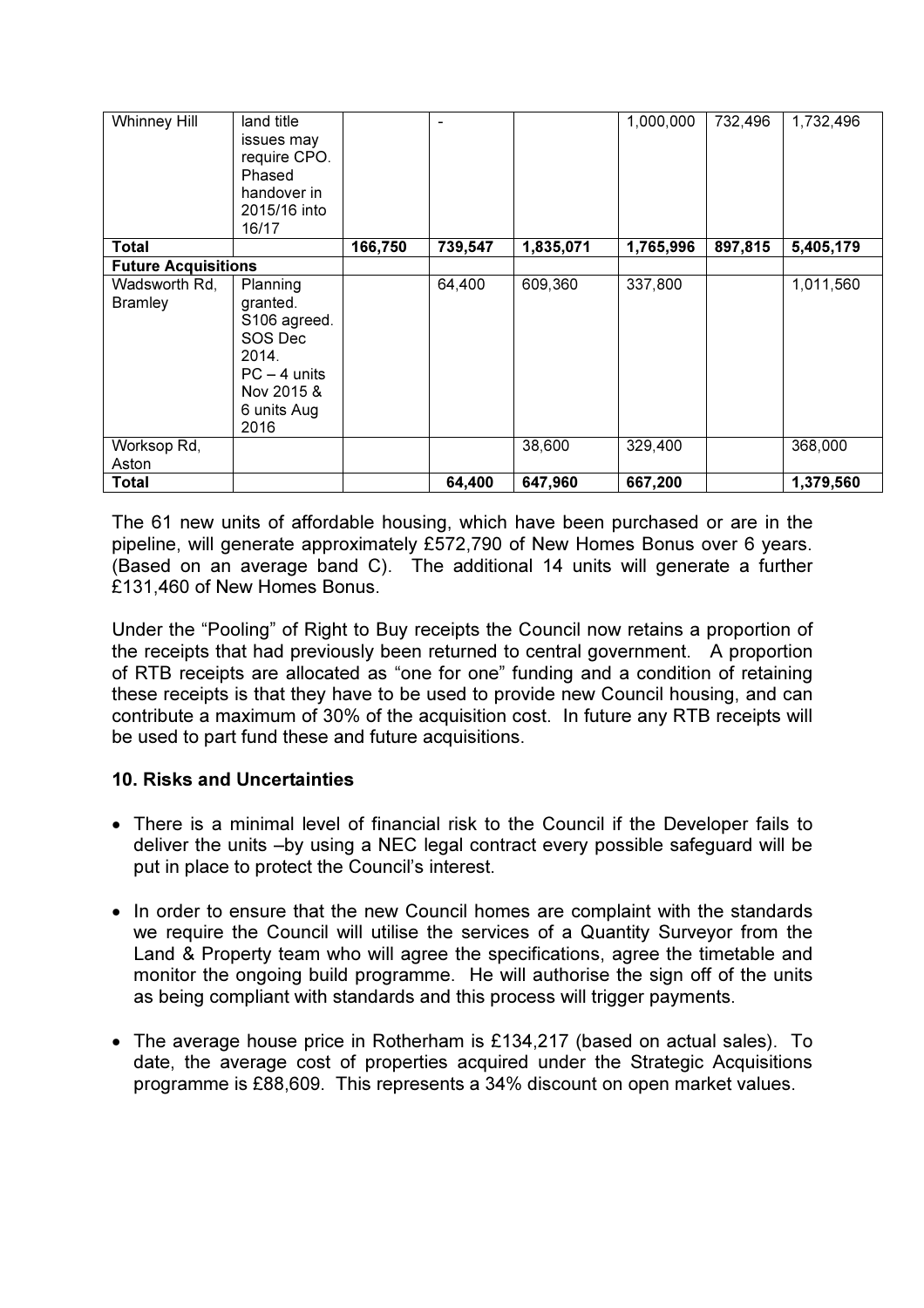| | | | | | | | |
|---|---|---|---|---|---|---|---|
| Whinney Hill | land title issues may require CPO. Phased handover in 2015/16 into 16/17 | | - | | 1,000,000 | 732,496 | 1,732,496 |
| **Total** | | **166,750** | **739,547** | **1,835,071** | **1,765,996** | **897,815** | **5,405,179** |
| **Future Acquisitions** | | | | | | | |
| Wadsworth Rd, Bramley | Planning granted. S106 agreed. SOS Dec 2014. PC – 4 units Nov 2015 & 6 units Aug 2016 | | 64,400 | 609,360 | 337,800 | | 1,011,560 |
| Worksop Rd, Aston | | | | 38,600 | 329,400 | | 368,000 |
| **Total** | | | **64,400** | **647,960** | **667,200** | | **1,379,560** |

The 61 new units of affordable housing, which have been purchased or are in the pipeline, will generate approximately £572,790 of New Homes Bonus over 6 years. (Based on an average band C). The additional 14 units will generate a further £131,460 of New Homes Bonus.

Under the "Pooling" of Right to Buy receipts the Council now retains a proportion of the receipts that had previously been returned to central government. A proportion of RTB receipts are allocated as "one for one" funding and a condition of retaining these receipts is that they have to be used to provide new Council housing, and can contribute a maximum of 30% of the acquisition cost. In future any RTB receipts will be used to part fund these and future acquisitions.

**10. Risks and Uncertainties**

- There is a minimal level of financial risk to the Council if the Developer fails to deliver the units –by using a NEC legal contract every possible safeguard will be put in place to protect the Council's interest.

- In order to ensure that the new Council homes are complaint with the standards we require the Council will utilise the services of a Quantity Surveyor from the Land & Property team who will agree the specifications, agree the timetable and monitor the ongoing build programme. He will authorise the sign off of the units as being compliant with standards and this process will trigger payments.

- The average house price in Rotherham is £134,217 (based on actual sales). To date, the average cost of properties acquired under the Strategic Acquisitions programme is £88,609. This represents a 34% discount on open market values.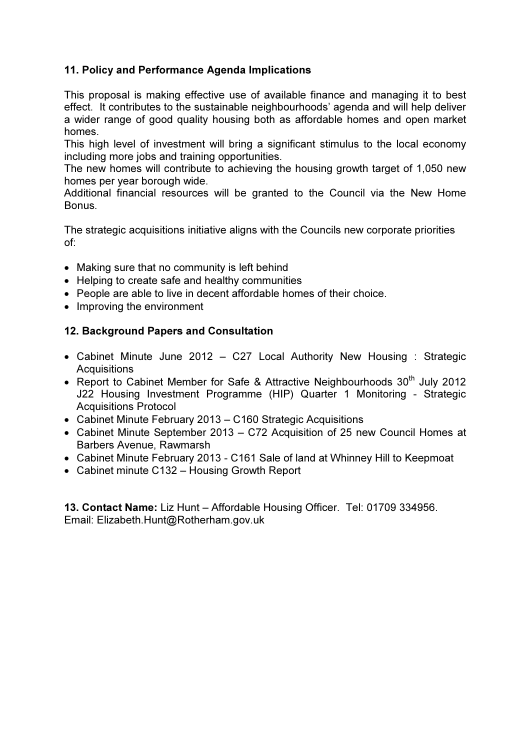## 11. Policy and Performance Agenda Implications

This proposal is making effective use of available finance and managing it to best effect. It contributes to the sustainable neighbourhoods' agenda and will help deliver a wider range of good quality housing both as affordable homes and open market homes.
This high level of investment will bring a significant stimulus to the local economy including more jobs and training opportunities.
The new homes will contribute to achieving the housing growth target of 1,050 new homes per year borough wide.
Additional financial resources will be granted to the Council via the New Home Bonus.

The strategic acquisitions initiative aligns with the Councils new corporate priorities of:

- Making sure that no community is left behind
- Helping to create safe and healthy communities
- People are able to live in decent affordable homes of their choice.
- Improving the environment

## 12. Background Papers and Consultation

- Cabinet Minute June 2012 – C27 Local Authority New Housing : Strategic Acquisitions
- Report to Cabinet Member for Safe & Attractive Neighbourhoods 30th July 2012 J22 Housing Investment Programme (HIP) Quarter 1 Monitoring - Strategic Acquisitions Protocol
- Cabinet Minute February 2013 – C160 Strategic Acquisitions
- Cabinet Minute September 2013 – C72 Acquisition of 25 new Council Homes at Barbers Avenue, Rawmarsh
- Cabinet Minute February 2013 - C161 Sale of land at Whinney Hill to Keepmoat
- Cabinet minute C132 – Housing Growth Report

**13. Contact Name:** Liz Hunt – Affordable Housing Officer. Tel: 01709 334956.
Email: Elizabeth.Hunt@Rotherham.gov.uk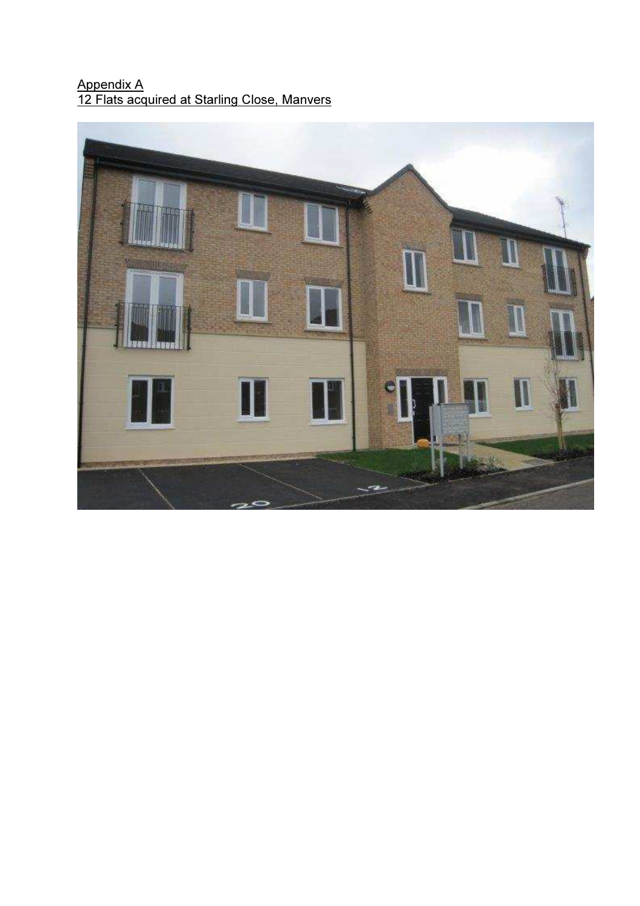Appendix A

12 Flats acquired at Starling Close, Manvers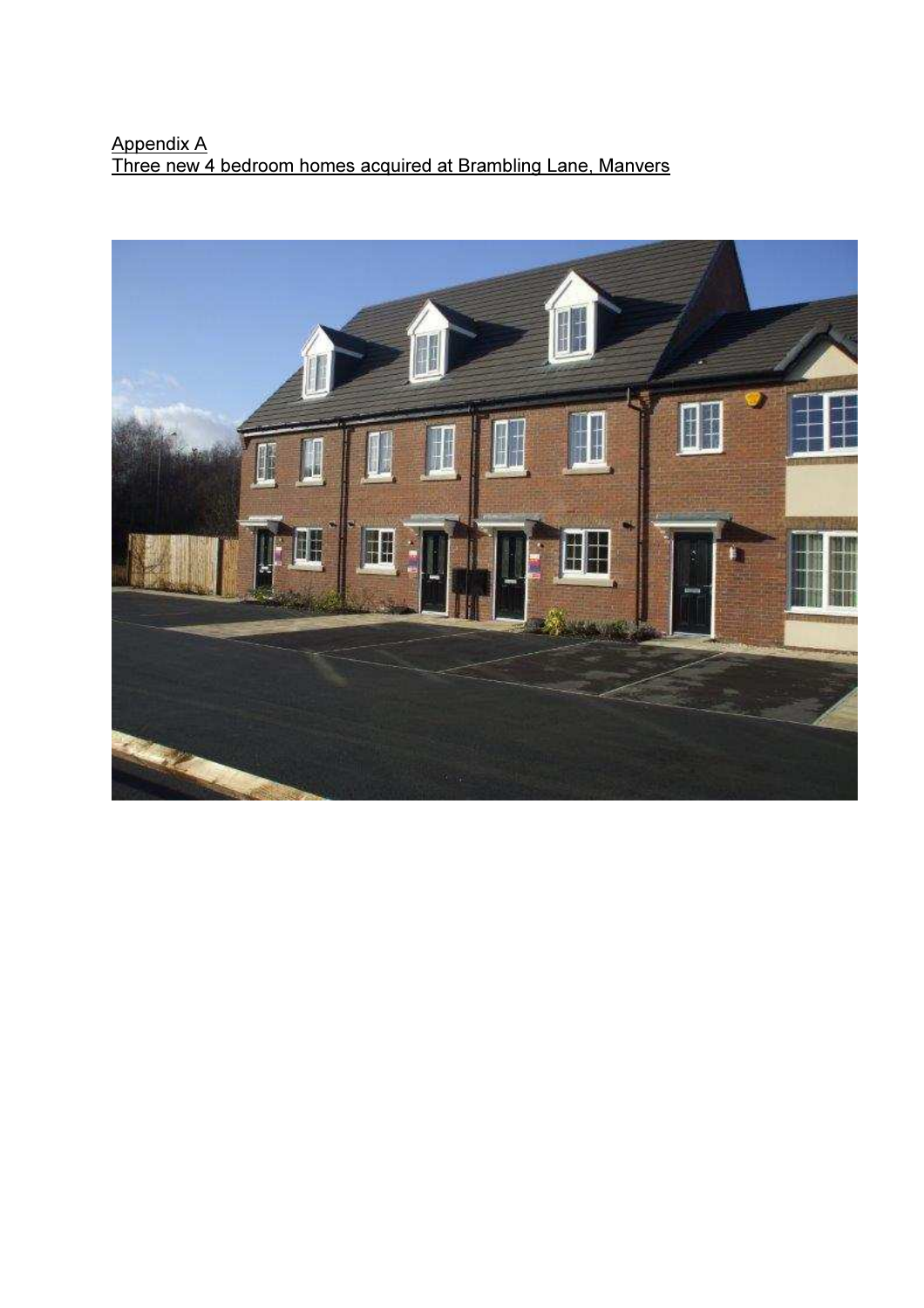Appendix A

Three new 4 bedroom homes acquired at Brambling Lane, Manvers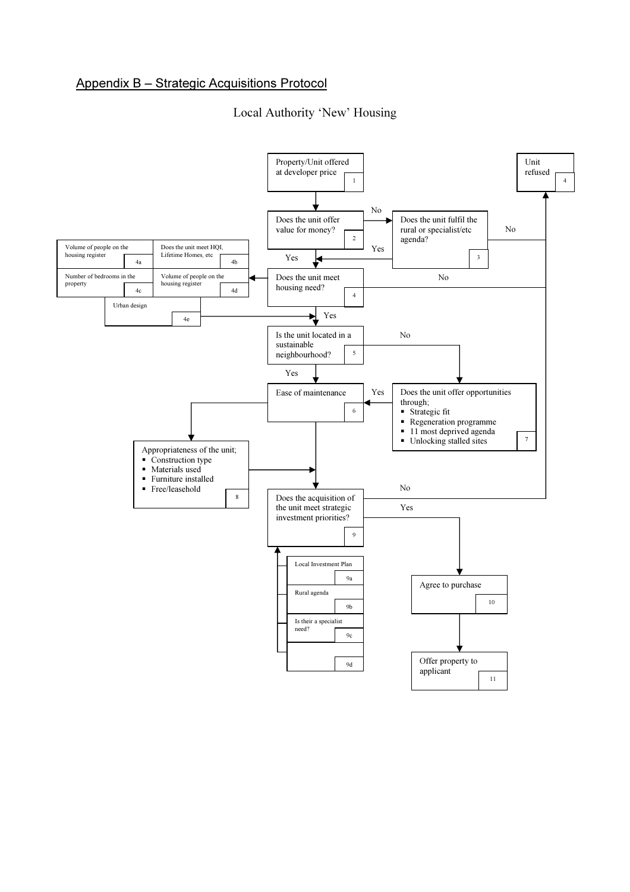## Appendix B – Strategic Acquisitions Protocol

Local Authority 'New' Housing

Property/Unit offered at developer price 1

Does the unit offer value for money? 2

No

Does the unit fulfil the rural or specialist/etc agenda? 3

No

Unit refused 4

Yes

Yes

Volume of people on the housing register 4a

Does the unit meet HQI, Lifetime Homes, etc 4b

Number of bedrooms in the property 4c

Volume of people on the housing register 4d

Urban design 4e

Does the unit meet housing need? 4

No

Yes

Is the unit located in a sustainable neighbourhood? 5

No

Yes

Ease of maintenance 6

Yes

Does the unit offer opportunities through;

- Strategic fit
- Regeneration programme
- 11 most deprived agenda
- Unlocking stalled sites

7

Appropriateness of the unit;

- Construction type
- Materials used
- Furniture installed
- Free/leasehold

8

Does the acquisition of the unit meet strategic investment priorities? 9

No

Yes

Local Investment Plan 9a

Rural agenda 9b

Is their a specialist need? 9c

9d

Agree to purchase 10

Offer property to applicant 11